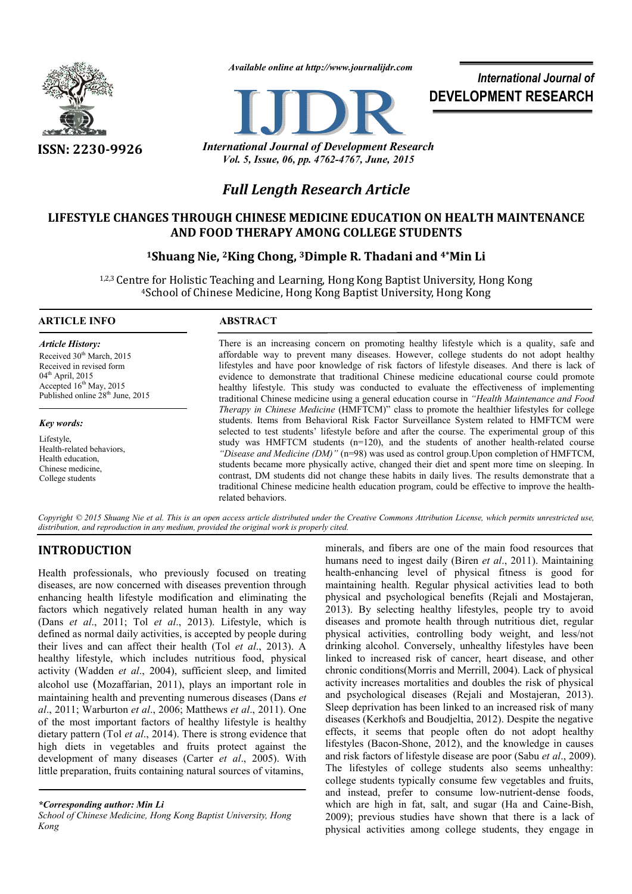# Full Length Research Article

## LIFESTYLE CHANGES THROUGH CHINESE MEDICINE EDUCATION ON HEALTH MAINTENANCE AND FOOD THERAPY AMONG COLLEGE STUDENTS

**[1]Shuang Nie, [2]King Chong, [3]Dimple R. Thadani and [4*]Min Li**

[1,2,3] Centre for Holistic Teaching and Learning, Hong Kong Baptist University, Hong Kong
[4]School of Chinese Medicine, Hong Kong Baptist University, Hong Kong

**ARTICLE INFO**

*Article History:*

Received 30th March, 2015
Received in revised form 04th April, 2015
Accepted 16th May, 2015
Published online 28th June, 2015

*Key words:*

Lifestyle,
Health-related behaviors,
Health education,
Chinese medicine,
College students

**ABSTRACT**

There is an increasing concern on promoting healthy lifestyle which is a quality, safe and affordable way to prevent many diseases. However, college students do not adopt healthy lifestyles and have poor knowledge of risk factors of lifestyle diseases. And there is lack of evidence to demonstrate that traditional Chinese medicine educational course could promote healthy lifestyle. This study was conducted to evaluate the effectiveness of implementing traditional Chinese medicine using a general education course in *"Health Maintenance and Food Therapy in Chinese Medicine* (HMFTCM)" class to promote the healthier lifestyles for college students. Items from Behavioral Risk Factor Surveillance System related to HMFTCM were selected to test students' lifestyle before and after the course. The experimental group of this study was HMFTCM students (n=120), and the students of another health-related course *"Disease and Medicine (DM)"* (n=98) was used as control group.Upon completion of HMFTCM, students became more physically active, changed their diet and spent more time on sleeping. In contrast, DM students did not change these habits in daily lives. The results demonstrate that a traditional Chinese medicine health education program, could be effective to improve the health-related behaviors.

*Copyright © 2015 Shuang Nie et al. This is an open access article distributed under the Creative Commons Attribution License, which permits unrestricted use, distribution, and reproduction in any medium, provided the original work is properly cited.*

## INTRODUCTION

Health professionals, who previously focused on treating diseases, are now concerned with diseases prevention through enhancing health lifestyle modification and eliminating the factors which negatively related human health in any way (Dans *et al*., 2011; Tol *et al*., 2013). Lifestyle, which is defined as normal daily activities, is accepted by people during their lives and can affect their health (Tol *et al*., 2013). A healthy lifestyle, which includes nutritious food, physical activity (Wadden *et al*., 2004), sufficient sleep, and limited alcohol use (Mozaffarian, 2011), plays an important role in maintaining health and preventing numerous diseases (Dans *et al*., 2011; Warburton *et al*., 2006; Matthews *et al*., 2011). One of the most important factors of healthy lifestyle is healthy dietary pattern (Tol *et al*., 2014). There is strong evidence that high diets in vegetables and fruits protect against the development of many diseases (Carter *et al*., 2005). With little preparation, fruits containing natural sources of vitamins, minerals, and fibers are one of the main food resources that humans need to ingest daily (Biren *et al*., 2011). Maintaining health-enhancing level of physical fitness is good for maintaining health. Regular physical activities lead to both physical and psychological benefits (Rejali and Mostajeran, 2013). By selecting healthy lifestyles, people try to avoid diseases and promote health through nutritious diet, regular physical activities, controlling body weight, and less/not drinking alcohol. Conversely, unhealthy lifestyles have been linked to increased risk of cancer, heart disease, and other chronic conditions(Morris and Merrill, 2004). Lack of physical activity increases mortalities and doubles the risk of physical and psychological diseases (Rejali and Mostajeran, 2013). Sleep deprivation has been linked to an increased risk of many diseases (Kerkhofs and Boudjeltia, 2012). Despite the negative effects, it seems that people often do not adopt healthy lifestyles (Bacon-Shone, 2012), and the knowledge in causes and risk factors of lifestyle disease are poor (Sabu *et al*., 2009). The lifestyles of college students also seems unhealthy: college students typically consume few vegetables and fruits, and instead, prefer to consume low-nutrient-dense foods, which are high in fat, salt, and sugar (Ha and Caine-Bish, 2009); previous studies have shown that there is a lack of physical activities among college students, they engage in

*\*Corresponding author: Min Li*
*School of Chinese Medicine, Hong Kong Baptist University, Hong Kong*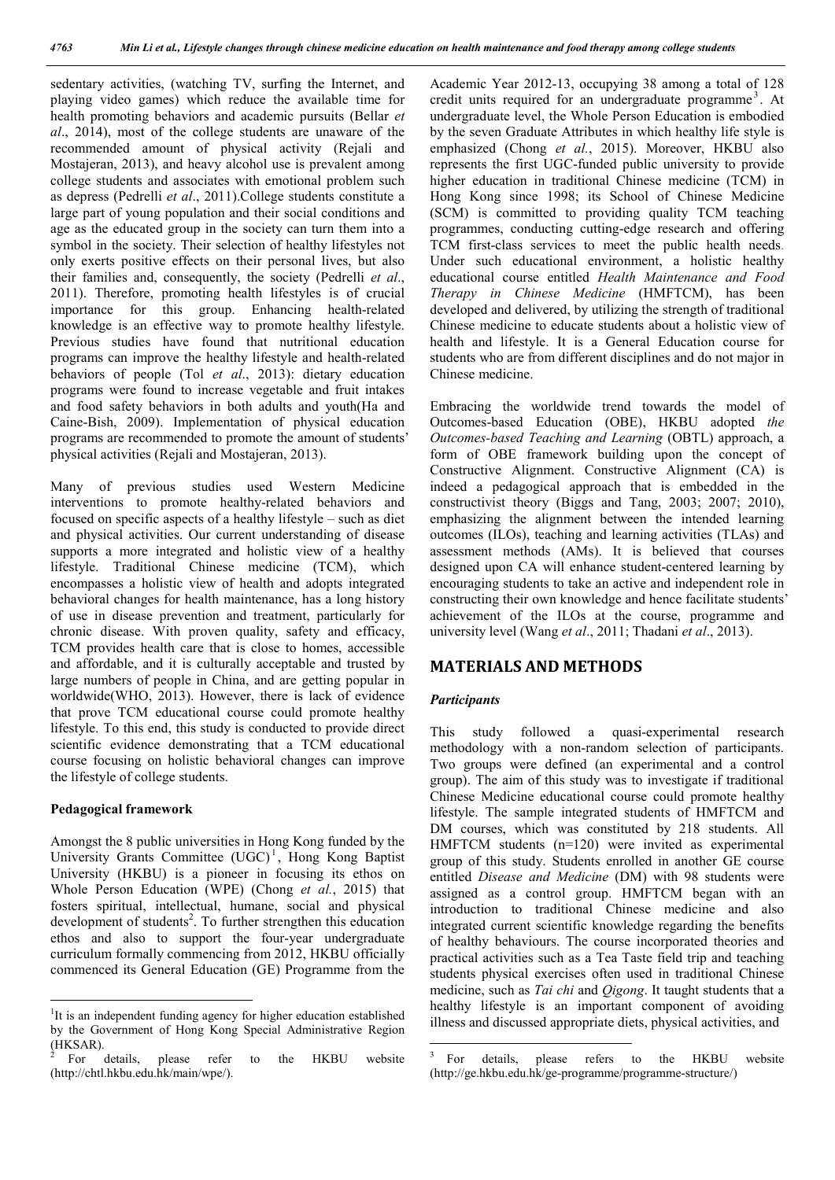sedentary activities, (watching TV, surfing the Internet, and playing video games) which reduce the available time for health promoting behaviors and academic pursuits (Bellar *et al*., 2014), most of the college students are unaware of the recommended amount of physical activity (Rejali and Mostajeran, 2013), and heavy alcohol use is prevalent among college students and associates with emotional problem such as depress (Pedrelli *et al*., 2011).College students constitute a large part of young population and their social conditions and age as the educated group in the society can turn them into a symbol in the society. Their selection of healthy lifestyles not only exerts positive effects on their personal lives, but also their families and, consequently, the society (Pedrelli *et al*., 2011). Therefore, promoting health lifestyles is of crucial importance for this group. Enhancing health-related knowledge is an effective way to promote healthy lifestyle. Previous studies have found that nutritional education programs can improve the healthy lifestyle and health-related behaviors of people (Tol *et al*., 2013): dietary education programs were found to increase vegetable and fruit intakes and food safety behaviors in both adults and youth(Ha and Caine-Bish, 2009). Implementation of physical education programs are recommended to promote the amount of students' physical activities (Rejali and Mostajeran, 2013).

Many of previous studies used Western Medicine interventions to promote healthy-related behaviors and focused on specific aspects of a healthy lifestyle – such as diet and physical activities. Our current understanding of disease supports a more integrated and holistic view of a healthy lifestyle. Traditional Chinese medicine (TCM), which encompasses a holistic view of health and adopts integrated behavioral changes for health maintenance, has a long history of use in disease prevention and treatment, particularly for chronic disease. With proven quality, safety and efficacy, TCM provides health care that is close to homes, accessible and affordable, and it is culturally acceptable and trusted by large numbers of people in China, and are getting popular in worldwide(WHO, 2013). However, there is lack of evidence that prove TCM educational course could promote healthy lifestyle. To this end, this study is conducted to provide direct scientific evidence demonstrating that a TCM educational course focusing on holistic behavioral changes can improve the lifestyle of college students.

### Pedagogical framework

Amongst the 8 public universities in Hong Kong funded by the University Grants Committee (UGC)[1], Hong Kong Baptist University (HKBU) is a pioneer in focusing its ethos on Whole Person Education (WPE) (Chong *et al.*, 2015) that fosters spiritual, intellectual, humane, social and physical development of students[2]. To further strengthen this education ethos and also to support the four-year undergraduate curriculum formally commencing from 2012, HKBU officially commenced its General Education (GE) Programme from the Academic Year 2012-13, occupying 38 among a total of 128 credit units required for an undergraduate programme[3]. At undergraduate level, the Whole Person Education is embodied by the seven Graduate Attributes in which healthy life style is emphasized (Chong *et al.*, 2015). Moreover, HKBU also represents the first UGC-funded public university to provide higher education in traditional Chinese medicine (TCM) in Hong Kong since 1998; its School of Chinese Medicine (SCM) is committed to providing quality TCM teaching programmes, conducting cutting-edge research and offering TCM first-class services to meet the public health needs. Under such educational environment, a holistic healthy educational course entitled *Health Maintenance and Food Therapy in Chinese Medicine* (HMFTCM), has been developed and delivered, by utilizing the strength of traditional Chinese medicine to educate students about a holistic view of health and lifestyle. It is a General Education course for students who are from different disciplines and do not major in Chinese medicine.

Embracing the worldwide trend towards the model of Outcomes-based Education (OBE), HKBU adopted *the Outcomes-based Teaching and Learning* (OBTL) approach, a form of OBE framework building upon the concept of Constructive Alignment. Constructive Alignment (CA) is indeed a pedagogical approach that is embedded in the constructivist theory (Biggs and Tang, 2003; 2007; 2010), emphasizing the alignment between the intended learning outcomes (ILOs), teaching and learning activities (TLAs) and assessment methods (AMs). It is believed that courses designed upon CA will enhance student-centered learning by encouraging students to take an active and independent role in constructing their own knowledge and hence facilitate students' achievement of the ILOs at the course, programme and university level (Wang *et al*., 2011; Thadani *et al*., 2013).

## MATERIALS AND METHODS

### *Participants*

This study followed a quasi-experimental research methodology with a non-random selection of participants. Two groups were defined (an experimental and a control group). The aim of this study was to investigate if traditional Chinese Medicine educational course could promote healthy lifestyle. The sample integrated students of HMFTCM and DM courses, which was constituted by 218 students. All HMFTCM students (n=120) were invited as experimental group of this study. Students enrolled in another GE course entitled *Disease and Medicine* (DM) with 98 students were assigned as a control group. HMFTCM began with an introduction to traditional Chinese medicine and also integrated current scientific knowledge regarding the benefits of healthy behaviours. The course incorporated theories and practical activities such as a Tea Taste field trip and teaching students physical exercises often used in traditional Chinese medicine, such as *Tai chi* and *Qigong*. It taught students that a healthy lifestyle is an important component of avoiding illness and discussed appropriate diets, physical activities, and

---

[1] It is an independent funding agency for higher education established by the Government of Hong Kong Special Administrative Region (HKSAR).

[2] For details, please refer to the HKBU website (http://chtl.hkbu.edu.hk/main/wpe/).

[3] For details, please refers to the HKBU website (http://ge.hkbu.edu.hk/ge-programme/programme-structure/)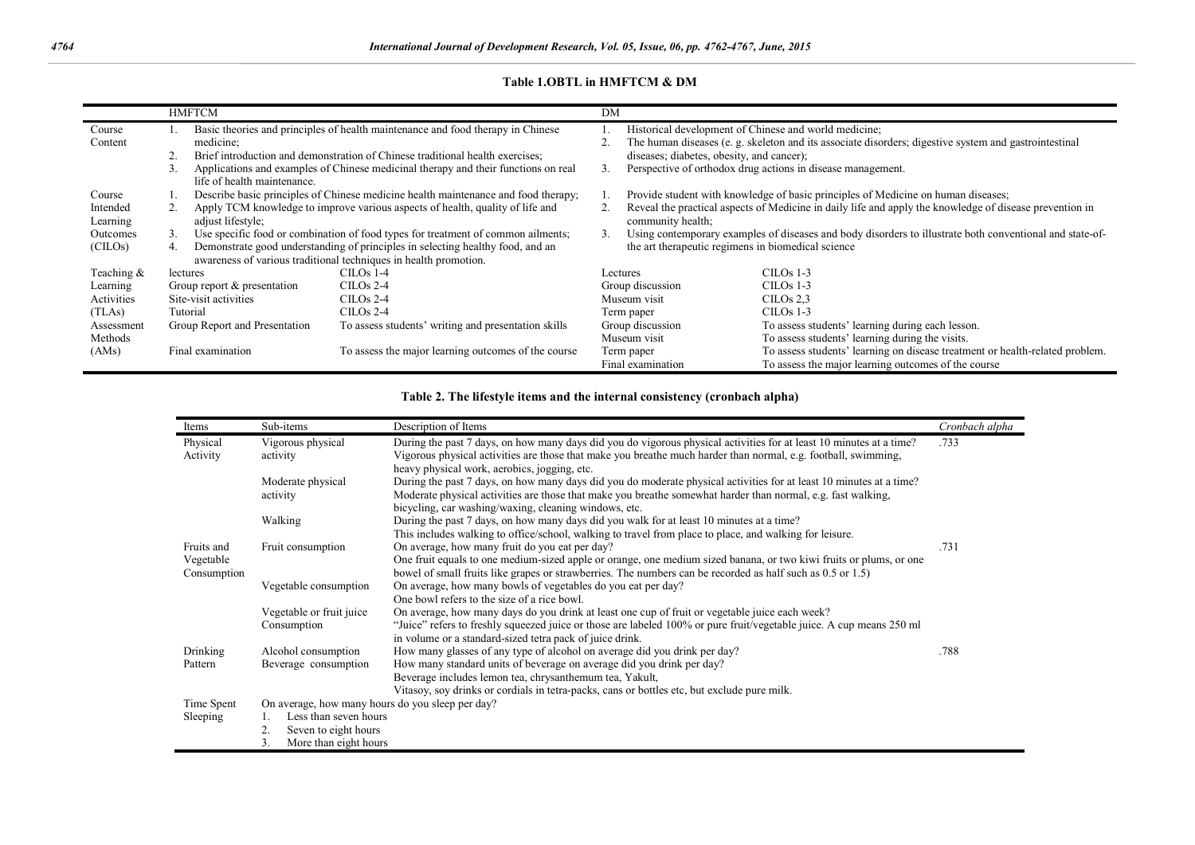**Table 1.OBTL in HMFTCM & DM**

| | HMFTCM | | DM | |
|---|---|---|---|---|
| Course Content | 1. Basic theories and principles of health maintenance and food therapy in Chinese medicine;<br>2. Brief introduction and demonstration of Chinese traditional health exercises;<br>3. Applications and examples of Chinese medicinal therapy and their functions on real life of health maintenance. | | 1. Historical development of Chinese and world medicine;<br>2. The human diseases (e. g. skeleton and its associate disorders; digestive system and gastrointestinal diseases; diabetes, obesity, and cancer);<br>3. Perspective of orthodox drug actions in disease management. | |
| Course Intended Learning Outcomes (CILOs) | 1. Describe basic principles of Chinese medicine health maintenance and food therapy;<br>2. Apply TCM knowledge to improve various aspects of health, quality of life and adjust lifestyle;<br>3. Use specific food or combination of food types for treatment of common ailments;<br>4. Demonstrate good understanding of principles in selecting healthy food, and an awareness of various traditional techniques in health promotion. | | 1. Provide student with knowledge of basic principles of Medicine on human diseases;<br>2. Reveal the practical aspects of Medicine in daily life and apply the knowledge of disease prevention in community health;<br>3. Using contemporary examples of diseases and body disorders to illustrate both conventional and state-of-the art therapeutic regimens in biomedical science | |
| Teaching & Learning Activities (TLAs) | lectures | CILOs 1-4 | Lectures | CILOs 1-3 |
| | Group report & presentation | CILOs 2-4 | Group discussion | CILOs 1-3 |
| | Site-visit activities | CILOs 2-4 | Museum visit | CILOs 2,3 |
| | Tutorial | CILOs 2-4 | Term paper | CILOs 1-3 |
| Assessment Methods (AMs) | Group Report and Presentation | To assess students' writing and presentation skills | Group discussion | To assess students' learning during each lesson. |
| | | | Museum visit | To assess students' learning during the visits. |
| | Final examination | To assess the major learning outcomes of the course | Term paper | To assess students' learning on disease treatment or health-related problem. |
| | | | Final examination | To assess the major learning outcomes of the course |

**Table 2. The lifestyle items and the internal consistency (cronbach alpha)**

| Items | Sub-items | Description of Items | *Cronbach alpha* |
|---|---|---|---|
| Physical Activity | Vigorous physical activity | During the past 7 days, on how many days did you do vigorous physical activities for at least 10 minutes at a time?<br>Vigorous physical activities are those that make you breathe much harder than normal, e.g. football, swimming, heavy physical work, aerobics, jogging, etc. | .733 |
| | Moderate physical activity | During the past 7 days, on how many days did you do moderate physical activities for at least 10 minutes at a time?<br>Moderate physical activities are those that make you breathe somewhat harder than normal, e.g. fast walking, bicycling, car washing/waxing, cleaning windows, etc. | |
| | Walking | During the past 7 days, on how many days did you walk for at least 10 minutes at a time?<br>This includes walking to office/school, walking to travel from place to place, and walking for leisure. | |
| Fruits and Vegetable Consumption | Fruit consumption | On average, how many fruit do you eat per day?<br>One fruit equals to one medium-sized apple or orange, one medium sized banana, or two kiwi fruits or plums, or one bowel of small fruits like grapes or strawberries. The numbers can be recorded as half such as 0.5 or 1.5) | .731 |
| | Vegetable consumption | On average, how many bowls of vegetables do you eat per day?<br>One bowl refers to the size of a rice bowl. | |
| | Vegetable or fruit juice Consumption | On average, how many days do you drink at least one cup of fruit or vegetable juice each week?<br>"Juice" refers to freshly squeezed juice or those are labeled 100% or pure fruit/vegetable juice. A cup means 250 ml in volume or a standard-sized tetra pack of juice drink. | |
| Drinking Pattern | Alcohol consumption | How many glasses of any type of alcohol on average did you drink per day? | .788 |
| | Beverage consumption | How many standard units of beverage on average did you drink per day?<br>Beverage includes lemon tea, chrysanthemum tea, Yakult,<br>Vitasoy, soy drinks or cordials in tetra-packs, cans or bottles etc, but exclude pure milk. | |
| Time Spent Sleeping | On average, how many hours do you sleep per day?<br>1. Less than seven hours<br>2. Seven to eight hours<br>3. More than eight hours | | |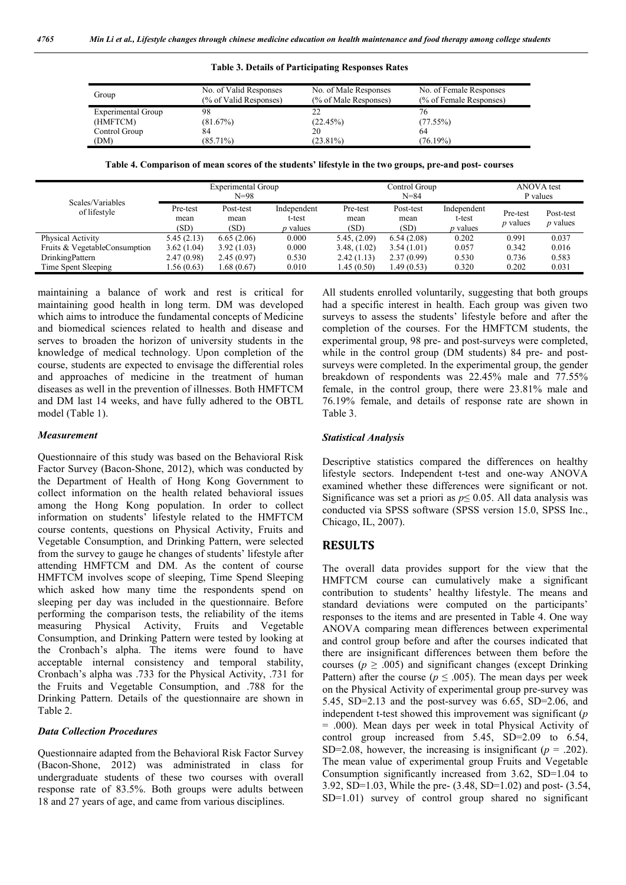**Table 3. Details of Participating Responses Rates**

| Group | No. of Valid Responses (% of Valid Responses) | No. of Male Responses (% of Male Responses) | No. of Female Responses (% of Female Responses) |
|---|---|---|---|
| Experimental Group (HMFTCM) | 98 (81.67%) | 22 (22.45%) | 76 (77.55%) |
| Control Group (DM) | 84 (85.71%) | 20 (23.81%) | 64 (76.19%) |

**Table 4. Comparison of mean scores of the students' lifestyle in the two groups, pre-and post- courses**

| Scales/Variables of lifestyle | Experimental Group N=98 | | | Control Group N=84 | | | ANOVA test P values | |
|---|---|---|---|---|---|---|---|---|
| | Pre-test mean (SD) | Post-test mean (SD) | Independent t-test *p* values | Pre-test mean (SD) | Post-test mean (SD) | Independent t-test *p* values | Pre-test *p* values | Post-test *p* values |
| Physical Activity | 5.45 (2.13) | 6.65 (2.06) | 0.000 | 5.45, (2.09) | 6.54 (2.08) | 0.202 | 0.991 | 0.037 |
| Fruits & VegetableConsumption | 3.62 (1.04) | 3.92 (1.03) | 0.000 | 3.48, (1.02) | 3.54 (1.01) | 0.057 | 0.342 | 0.016 |
| DrinkingPattern | 2.47 (0.98) | 2.45 (0.97) | 0.530 | 2.42 (1.13) | 2.37 (0.99) | 0.530 | 0.736 | 0.583 |
| Time Spent Sleeping | 1.56 (0.63) | 1.68 (0.67) | 0.010 | 1.45 (0.50) | 1.49 (0.53) | 0.320 | 0.202 | 0.031 |

maintaining a balance of work and rest is critical for maintaining good health in long term. DM was developed which aims to introduce the fundamental concepts of Medicine and biomedical sciences related to health and disease and serves to broaden the horizon of university students in the knowledge of medical technology. Upon completion of the course, students are expected to envisage the differential roles and approaches of medicine in the treatment of human diseases as well in the prevention of illnesses. Both HMFTCM and DM last 14 weeks, and have fully adhered to the OBTL model (Table 1).

### *Measurement*

Questionnaire of this study was based on the Behavioral Risk Factor Survey (Bacon-Shone, 2012), which was conducted by the Department of Health of Hong Kong Government to collect information on the health related behavioral issues among the Hong Kong population. In order to collect information on students' lifestyle related to the HMFTCM course contents, questions on Physical Activity, Fruits and Vegetable Consumption, and Drinking Pattern, were selected from the survey to gauge he changes of students' lifestyle after attending HMFTCM and DM. As the content of course HMFTCM involves scope of sleeping, Time Spend Sleeping which asked how many time the respondents spend on sleeping per day was included in the questionnaire. Before performing the comparison tests, the reliability of the items measuring Physical Activity, Fruits and Vegetable Consumption, and Drinking Pattern were tested by looking at the Cronbach's alpha. The items were found to have acceptable internal consistency and temporal stability, Cronbach's alpha was .733 for the Physical Activity, .731 for the Fruits and Vegetable Consumption, and .788 for the Drinking Pattern. Details of the questionnaire are shown in Table 2.

### *Data Collection Procedures*

Questionnaire adapted from the Behavioral Risk Factor Survey (Bacon-Shone, 2012) was administrated in class for undergraduate students of these two courses with overall response rate of 83.5%. Both groups were adults between 18 and 27 years of age, and came from various disciplines. All students enrolled voluntarily, suggesting that both groups had a specific interest in health. Each group was given two surveys to assess the students' lifestyle before and after the completion of the courses. For the HMFTCM students, the experimental group, 98 pre- and post-surveys were completed, while in the control group (DM students) 84 pre- and post-surveys were completed. In the experimental group, the gender breakdown of respondents was 22.45% male and 77.55% female, in the control group, there were 23.81% male and 76.19% female, and details of response rate are shown in Table 3.

### *Statistical Analysis*

Descriptive statistics compared the differences on healthy lifestyle sectors. Independent t-test and one-way ANOVA examined whether these differences were significant or not. Significance was set a priori as $p \leq 0.05$. All data analysis was conducted via SPSS software (SPSS version 15.0, SPSS Inc., Chicago, IL, 2007).

## RESULTS

The overall data provides support for the view that the HMFTCM course can cumulatively make a significant contribution to students' healthy lifestyle. The means and standard deviations were computed on the participants' responses to the items and are presented in Table 4. One way ANOVA comparing mean differences between experimental and control group before and after the courses indicated that there are insignificant differences between them before the courses ($p \geq .005$) and significant changes (except Drinking Pattern) after the course ($p \leq .005$). The mean days per week on the Physical Activity of experimental group pre-survey was 5.45, SD=2.13 and the post-survey was 6.65, SD=2.06, and independent t-test showed this improvement was significant ($p$ = .000). Mean days per week in total Physical Activity of control group increased from 5.45, SD=2.09 to 6.54, SD=2.08, however, the increasing is insignificant ($p$ = .202). The mean value of experimental group Fruits and Vegetable Consumption significantly increased from 3.62, SD=1.04 to 3.92, SD=1.03, While the pre- (3.48, SD=1.02) and post- (3.54, SD=1.01) survey of control group shared no significant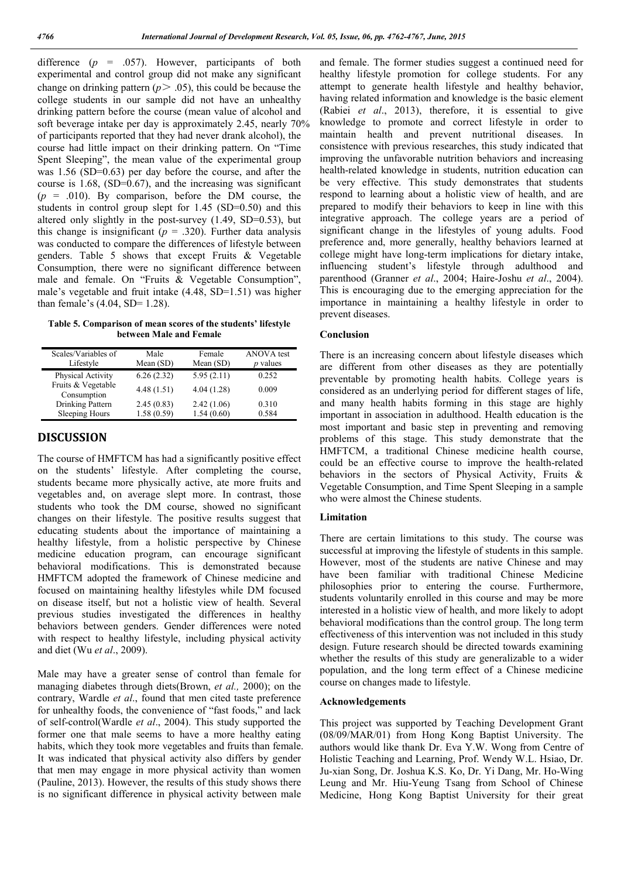difference ($p$ = .057). However, participants of both experimental and control group did not make any significant change on drinking pattern ($p > .05$), this could be because the college students in our sample did not have an unhealthy drinking pattern before the course (mean value of alcohol and soft beverage intake per day is approximately 2.45, nearly 70% of participants reported that they had never drank alcohol), the course had little impact on their drinking pattern. On "Time Spent Sleeping", the mean value of the experimental group was 1.56 (SD=0.63) per day before the course, and after the course is 1.68, (SD=0.67), and the increasing was significant ($p$ = .010). By comparison, before the DM course, the students in control group slept for 1.45 (SD=0.50) and this altered only slightly in the post-survey (1.49, SD=0.53), but this change is insignificant ($p$ = .320). Further data analysis was conducted to compare the differences of lifestyle between genders. Table 5 shows that except Fruits & Vegetable Consumption, there were no significant difference between male and female. On "Fruits & Vegetable Consumption", male's vegetable and fruit intake (4.48, SD=1.51) was higher than female's (4.04, SD= 1.28).

**Table 5. Comparison of mean scores of the students' lifestyle between Male and Female**

| Scales/Variables of Lifestyle | Male Mean (SD) | Female Mean (SD) | ANOVA test *p* values |
|---|---|---|---|
| Physical Activity | 6.26 (2.32) | 5.95 (2.11) | 0.252 |
| Fruits & Vegetable Consumption | 4.48 (1.51) | 4.04 (1.28) | 0.009 |
| Drinking Pattern | 2.45 (0.83) | 2.42 (1.06) | 0.310 |
| Sleeping Hours | 1.58 (0.59) | 1.54 (0.60) | 0.584 |

## DISCUSSION

The course of HMFTCM has had a significantly positive effect on the students' lifestyle. After completing the course, students became more physically active, ate more fruits and vegetables and, on average slept more. In contrast, those students who took the DM course, showed no significant changes on their lifestyle. The positive results suggest that educating students about the importance of maintaining a healthy lifestyle, from a holistic perspective by Chinese medicine education program, can encourage significant behavioral modifications. This is demonstrated because HMFTCM adopted the framework of Chinese medicine and focused on maintaining healthy lifestyles while DM focused on disease itself, but not a holistic view of health. Several previous studies investigated the differences in healthy behaviors between genders. Gender differences were noted with respect to healthy lifestyle, including physical activity and diet (Wu *et al*., 2009).

Male may have a greater sense of control than female for managing diabetes through diets(Brown, *et al.,* 2000); on the contrary, Wardle *et al*., found that men cited taste preference for unhealthy foods, the convenience of "fast foods," and lack of self-control(Wardle *et al*., 2004). This study supported the former one that male seems to have a more healthy eating habits, which they took more vegetables and fruits than female. It was indicated that physical activity also differs by gender that men may engage in more physical activity than women (Pauline, 2013). However, the results of this study shows there is no significant difference in physical activity between male and female. The former studies suggest a continued need for healthy lifestyle promotion for college students. For any attempt to generate health lifestyle and healthy behavior, having related information and knowledge is the basic element (Rabiei *et al*., 2013), therefore, it is essential to give knowledge to promote and correct lifestyle in order to maintain health and prevent nutritional diseases. In consistence with previous researches, this study indicated that improving the unfavorable nutrition behaviors and increasing health-related knowledge in students, nutrition education can be very effective. This study demonstrates that students respond to learning about a holistic view of health, and are prepared to modify their behaviors to keep in line with this integrative approach. The college years are a period of significant change in the lifestyles of young adults. Food preference and, more generally, healthy behaviors learned at college might have long-term implications for dietary intake, influencing student's lifestyle through adulthood and parenthood (Granner *et al*., 2004; Haire-Joshu *et al*., 2004). This is encouraging due to the emerging appreciation for the importance in maintaining a healthy lifestyle in order to prevent diseases.

### Conclusion

There is an increasing concern about lifestyle diseases which are different from other diseases as they are potentially preventable by promoting health habits. College years is considered as an underlying period for different stages of life, and many health habits forming in this stage are highly important in association in adulthood. Health education is the most important and basic step in preventing and removing problems of this stage. This study demonstrate that the HMFTCM, a traditional Chinese medicine health course, could be an effective course to improve the health-related behaviors in the sectors of Physical Activity, Fruits & Vegetable Consumption, and Time Spent Sleeping in a sample who were almost the Chinese students.

### Limitation

There are certain limitations to this study. The course was successful at improving the lifestyle of students in this sample. However, most of the students are native Chinese and may have been familiar with traditional Chinese Medicine philosophies prior to entering the course. Furthermore, students voluntarily enrolled in this course and may be more interested in a holistic view of health, and more likely to adopt behavioral modifications than the control group. The long term effectiveness of this intervention was not included in this study design. Future research should be directed towards examining whether the results of this study are generalizable to a wider population, and the long term effect of a Chinese medicine course on changes made to lifestyle.

### Acknowledgements

This project was supported by Teaching Development Grant (08/09/MAR/01) from Hong Kong Baptist University. The authors would like thank Dr. Eva Y.W. Wong from Centre of Holistic Teaching and Learning, Prof. Wendy W.L. Hsiao, Dr. Ju-xian Song, Dr. Joshua K.S. Ko, Dr. Yi Dang, Mr. Ho-Wing Leung and Mr. Hiu-Yeung Tsang from School of Chinese Medicine, Hong Kong Baptist University for their great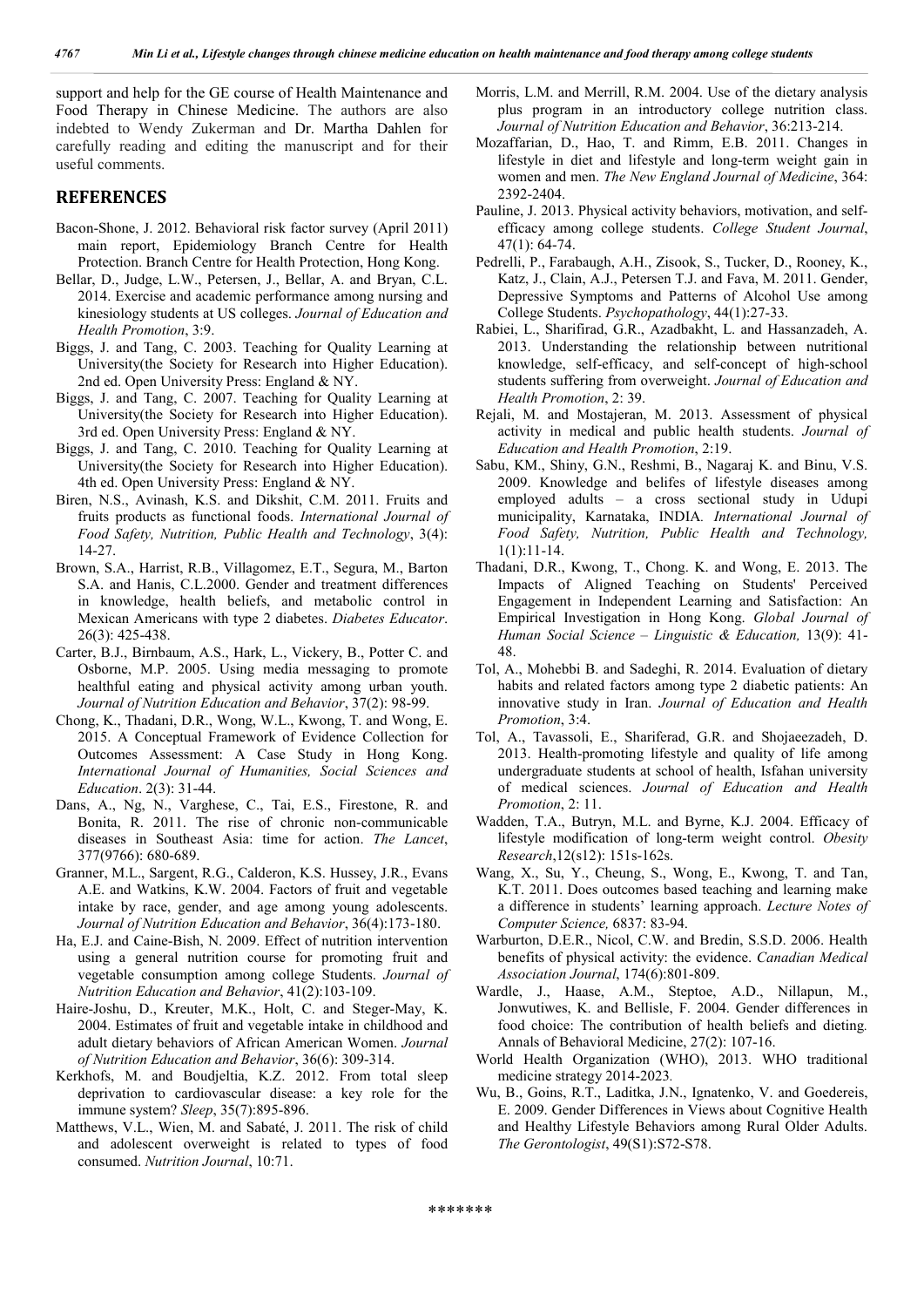support and help for the GE course of Health Maintenance and Food Therapy in Chinese Medicine. The authors are also indebted to Wendy Zukerman and Dr. Martha Dahlen for carefully reading and editing the manuscript and for their useful comments.

## REFERENCES

Bacon-Shone, J. 2012. Behavioral risk factor survey (April 2011) main report, Epidemiology Branch Centre for Health Protection. Branch Centre for Health Protection, Hong Kong.

Bellar, D., Judge, L.W., Petersen, J., Bellar, A. and Bryan, C.L. 2014. Exercise and academic performance among nursing and kinesiology students at US colleges. *Journal of Education and Health Promotion*, 3:9.

Biggs, J. and Tang, C. 2003. Teaching for Quality Learning at University(the Society for Research into Higher Education). 2nd ed. Open University Press: England & NY.

Biggs, J. and Tang, C. 2007. Teaching for Quality Learning at University(the Society for Research into Higher Education). 3rd ed. Open University Press: England & NY.

Biggs, J. and Tang, C. 2010. Teaching for Quality Learning at University(the Society for Research into Higher Education). 4th ed. Open University Press: England & NY.

Biren, N.S., Avinash, K.S. and Dikshit, C.M. 2011. Fruits and fruits products as functional foods. *International Journal of Food Safety, Nutrition, Public Health and Technology*, 3(4): 14-27.

Brown, S.A., Harrist, R.B., Villagomez, E.T., Segura, M., Barton S.A. and Hanis, C.L.2000. Gender and treatment differences in knowledge, health beliefs, and metabolic control in Mexican Americans with type 2 diabetes. *Diabetes Educator*. 26(3): 425-438.

Carter, B.J., Birnbaum, A.S., Hark, L., Vickery, B., Potter C. and Osborne, M.P. 2005. Using media messaging to promote healthful eating and physical activity among urban youth. *Journal of Nutrition Education and Behavior*, 37(2): 98-99.

Chong, K., Thadani, D.R., Wong, W.L., Kwong, T. and Wong, E. 2015. A Conceptual Framework of Evidence Collection for Outcomes Assessment: A Case Study in Hong Kong. *International Journal of Humanities, Social Sciences and Education*. 2(3): 31-44.

Dans, A., Ng, N., Varghese, C., Tai, E.S., Firestone, R. and Bonita, R. 2011. The rise of chronic non-communicable diseases in Southeast Asia: time for action. *The Lancet*, 377(9766): 680-689.

Granner, M.L., Sargent, R.G., Calderon, K.S. Hussey, J.R., Evans A.E. and Watkins, K.W. 2004. Factors of fruit and vegetable intake by race, gender, and age among young adolescents. *Journal of Nutrition Education and Behavior*, 36(4):173-180.

Ha, E.J. and Caine-Bish, N. 2009. Effect of nutrition intervention using a general nutrition course for promoting fruit and vegetable consumption among college Students. *Journal of Nutrition Education and Behavior*, 41(2):103-109.

Haire-Joshu, D., Kreuter, M.K., Holt, C. and Steger-May, K. 2004. Estimates of fruit and vegetable intake in childhood and adult dietary behaviors of African American Women. *Journal of Nutrition Education and Behavior*, 36(6): 309-314.

Kerkhofs, M. and Boudjeltia, K.Z. 2012. From total sleep deprivation to cardiovascular disease: a key role for the immune system? *Sleep*, 35(7):895-896.

Matthews, V.L., Wien, M. and Sabaté, J. 2011. The risk of child and adolescent overweight is related to types of food consumed. *Nutrition Journal*, 10:71.

Morris, L.M. and Merrill, R.M. 2004. Use of the dietary analysis plus program in an introductory college nutrition class. *Journal of Nutrition Education and Behavior*, 36:213-214.

Mozaffarian, D., Hao, T. and Rimm, E.B. 2011. Changes in lifestyle in diet and lifestyle and long-term weight gain in women and men. *The New England Journal of Medicine*, 364: 2392-2404.

Pauline, J. 2013. Physical activity behaviors, motivation, and self-efficacy among college students. *College Student Journal*, 47(1): 64-74.

Pedrelli, P., Farabaugh, A.H., Zisook, S., Tucker, D., Rooney, K., Katz, J., Clain, A.J., Petersen T.J. and Fava, M. 2011. Gender, Depressive Symptoms and Patterns of Alcohol Use among College Students. *Psychopathology*, 44(1):27-33.

Rabiei, L., Sharifirad, G.R., Azadbakht, L. and Hassanzadeh, A. 2013. Understanding the relationship between nutritional knowledge, self-efficacy, and self-concept of high-school students suffering from overweight. *Journal of Education and Health Promotion*, 2: 39.

Rejali, M. and Mostajeran, M. 2013. Assessment of physical activity in medical and public health students. *Journal of Education and Health Promotion*, 2:19.

Sabu, KM., Shiny, G.N., Reshmi, B., Nagaraj K. and Binu, V.S. 2009. Knowledge and belifes of lifestyle diseases among employed adults – a cross sectional study in Udupi municipality, Karnataka, INDIA. *International Journal of Food Safety, Nutrition, Public Health and Technology*, 1(1):11-14.

Thadani, D.R., Kwong, T., Chong. K. and Wong, E. 2013. The Impacts of Aligned Teaching on Students' Perceived Engagement in Independent Learning and Satisfaction: An Empirical Investigation in Hong Kong. *Global Journal of Human Social Science – Linguistic & Education,* 13(9): 41-48.

Tol, A., Mohebbi B. and Sadeghi, R. 2014. Evaluation of dietary habits and related factors among type 2 diabetic patients: An innovative study in Iran. *Journal of Education and Health Promotion*, 3:4.

Tol, A., Tavassoli, E., Shariferad, G.R. and Shojaeezadeh, D. 2013. Health-promoting lifestyle and quality of life among undergraduate students at school of health, Isfahan university of medical sciences. *Journal of Education and Health Promotion*, 2: 11.

Wadden, T.A., Butryn, M.L. and Byrne, K.J. 2004. Efficacy of lifestyle modification of long-term weight control. *Obesity Research*,12(s12): 151s-162s.

Wang, X., Su, Y., Cheung, S., Wong, E., Kwong, T. and Tan, K.T. 2011. Does outcomes based teaching and learning make a difference in students' learning approach. *Lecture Notes of Computer Science,* 6837: 83-94.

Warburton, D.E.R., Nicol, C.W. and Bredin, S.S.D. 2006. Health benefits of physical activity: the evidence. *Canadian Medical Association Journal*, 174(6):801-809.

Wardle, J., Haase, A.M., Steptoe, A.D., Nillapun, M., Jonwutiwes, K. and Bellisle, F. 2004. Gender differences in food choice: The contribution of health beliefs and dieting. Annals of Behavioral Medicine, 27(2): 107-16.

World Health Organization (WHO), 2013. WHO traditional medicine strategy 2014-2023.

Wu, B., Goins, R.T., Laditka, J.N., Ignatenko, V. and Goedereis, E. 2009. Gender Differences in Views about Cognitive Health and Healthy Lifestyle Behaviors among Rural Older Adults. *The Gerontologist*, 49(S1):S72-S78.

\*\*\*\*\*\*\*